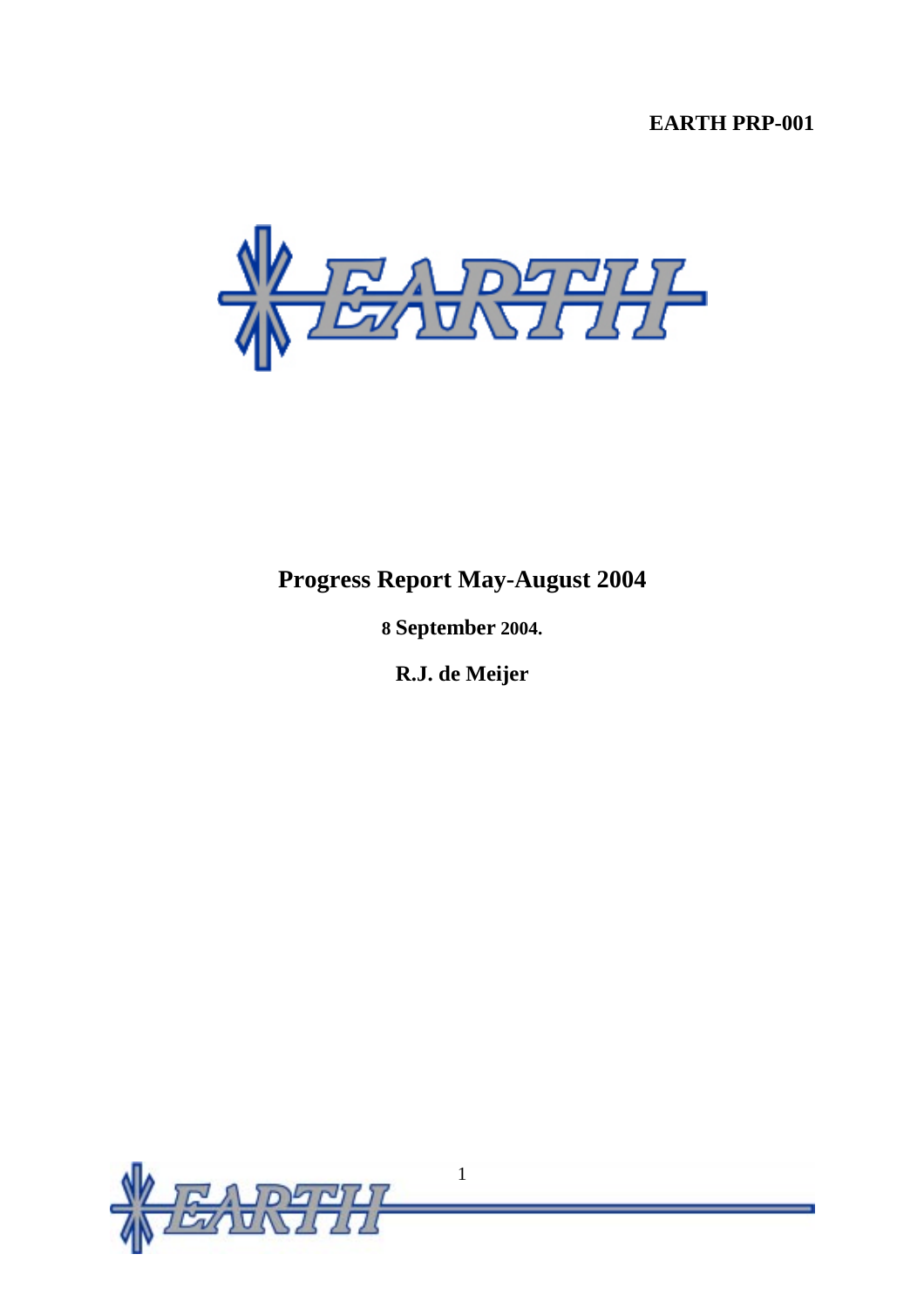**EARTH PRP-001**

# Progress Report May-August 2004

**8 September 2004.**

**R.J. de Meijer**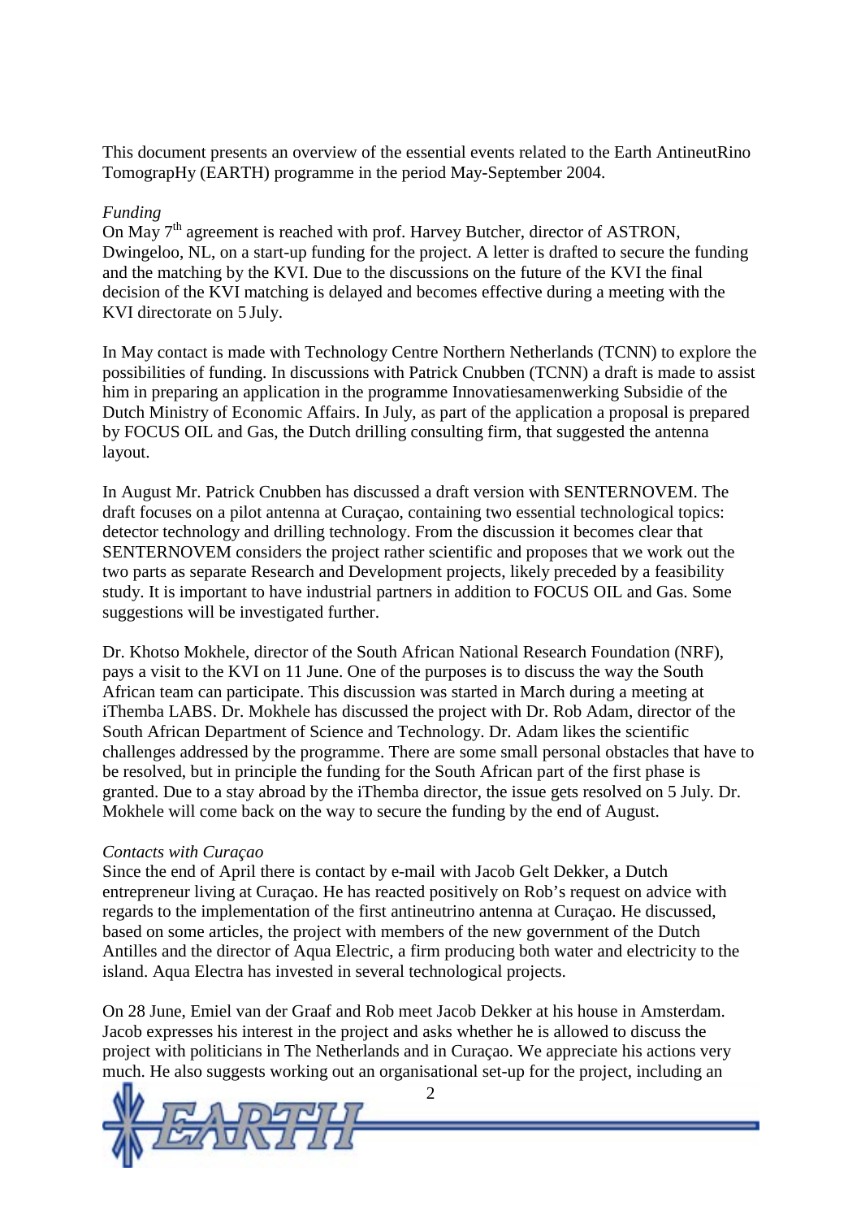This document presents an overview of the essential events related to the Earth AntineutRino TomograpHy (EARTH) programme in the period May-September 2004.

*Funding*

On May 7th agreement is reached with prof. Harvey Butcher, director of ASTRON, Dwingeloo, NL, on a start-up funding for the project. A letter is drafted to secure the funding and the matching by the KVI. Due to the discussions on the future of the KVI the final decision of the KVI matching is delayed and becomes effective during a meeting with the KVI directorate on 5 July.

In May contact is made with Technology Centre Northern Netherlands (TCNN) to explore the possibilities of funding. In discussions with Patrick Cnubben (TCNN) a draft is made to assist him in preparing an application in the programme Innovatiesamenwerking Subsidie of the Dutch Ministry of Economic Affairs. In July, as part of the application a proposal is prepared by FOCUS OIL and Gas, the Dutch drilling consulting firm, that suggested the antenna layout.

In August Mr. Patrick Cnubben has discussed a draft version with SENTERNOVEM. The draft focuses on a pilot antenna at Curaçao, containing two essential technological topics: detector technology and drilling technology. From the discussion it becomes clear that SENTERNOVEM considers the project rather scientific and proposes that we work out the two parts as separate Research and Development projects, likely preceded by a feasibility study. It is important to have industrial partners in addition to FOCUS OIL and Gas. Some suggestions will be investigated further.

Dr. Khotso Mokhele, director of the South African National Research Foundation (NRF), pays a visit to the KVI on 11 June. One of the purposes is to discuss the way the South African team can participate. This discussion was started in March during a meeting at iThemba LABS. Dr. Mokhele has discussed the project with Dr. Rob Adam, director of the South African Department of Science and Technology. Dr. Adam likes the scientific challenges addressed by the programme. There are some small personal obstacles that have to be resolved, but in principle the funding for the South African part of the first phase is granted. Due to a stay abroad by the iThemba director, the issue gets resolved on 5 July. Dr. Mokhele will come back on the way to secure the funding by the end of August.

*Contacts with Curaçao*

Since the end of April there is contact by e-mail with Jacob Gelt Dekker, a Dutch entrepreneur living at Curaçao. He has reacted positively on Rob's request on advice with regards to the implementation of the first antineutrino antenna at Curaçao. He discussed, based on some articles, the project with members of the new government of the Dutch Antilles and the director of Aqua Electric, a firm producing both water and electricity to the island. Aqua Electra has invested in several technological projects.

On 28 June, Emiel van der Graaf and Rob meet Jacob Dekker at his house in Amsterdam. Jacob expresses his interest in the project and asks whether he is allowed to discuss the project with politicians in The Netherlands and in Curaçao. We appreciate his actions very much. He also suggests working out an organisational set-up for the project, including an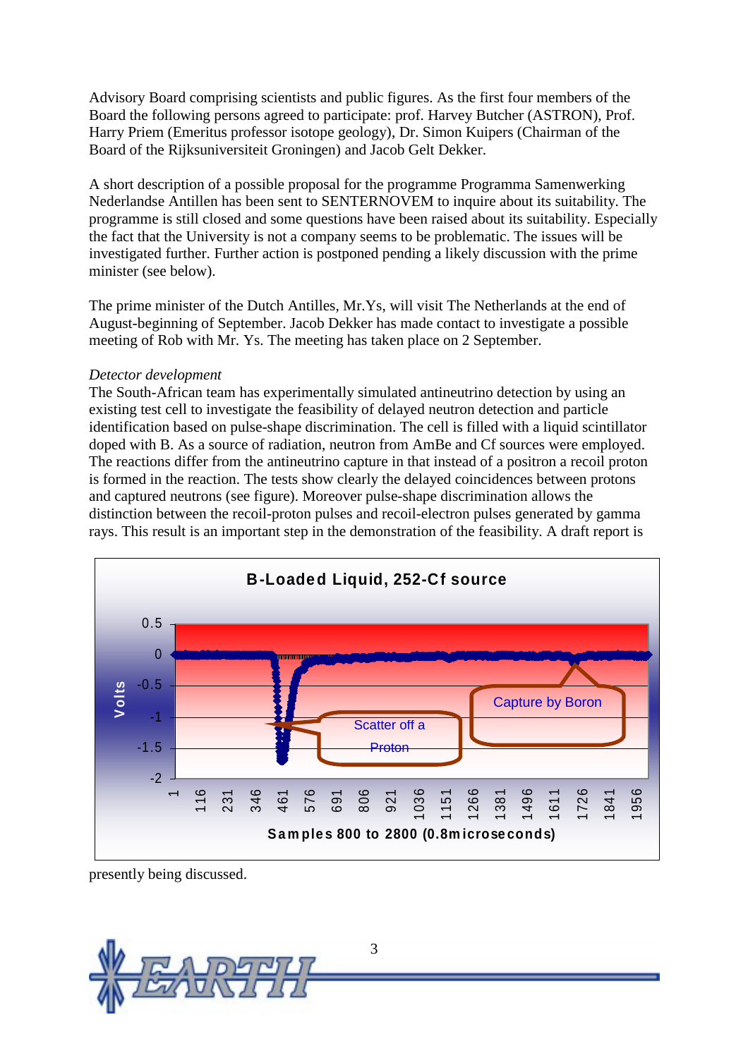Advisory Board comprising scientists and public figures. As the first four members of the Board the following persons agreed to participate: prof. Harvey Butcher (ASTRON), Prof. Harry Priem (Emeritus professor isotope geology), Dr. Simon Kuipers (Chairman of the Board of the Rijksuniversiteit Groningen) and Jacob Gelt Dekker.

A short description of a possible proposal for the programme Programma Samenwerking Nederlandse Antillen has been sent to SENTERNOVEM to inquire about its suitability. The programme is still closed and some questions have been raised about its suitability. Especially the fact that the University is not a company seems to be problematic. The issues will be investigated further. Further action is postponed pending a likely discussion with the prime minister (see below).

The prime minister of the Dutch Antilles, Mr.Ys, will visit The Netherlands at the end of August-beginning of September. Jacob Dekker has made contact to investigate a possible meeting of Rob with Mr. Ys. The meeting has taken place on 2 September.

*Detector development*

The South-African team has experimentally simulated antineutrino detection by using an existing test cell to investigate the feasibility of delayed neutron detection and particle identification based on pulse-shape discrimination. The cell is filled with a liquid scintillator doped with B. As a source of radiation, neutron from AmBe and Cf sources were employed. The reactions differ from the antineutrino capture in that instead of a positron a recoil proton is formed in the reaction. The tests show clearly the delayed coincidences between protons and captured neutrons (see figure). Moreover pulse-shape discrimination allows the distinction between the recoil-proton pulses and recoil-electron pulses generated by gamma rays. This result is an important step in the demonstration of the feasibility. A draft report is

**B-Loaded Liquid, 252-Cf source**

(Chart: Volts vs. Samples 800 to 2800 (0.8microseconds); annotations: "Scatter off a Proton", "Capture by Boron")

presently being discussed.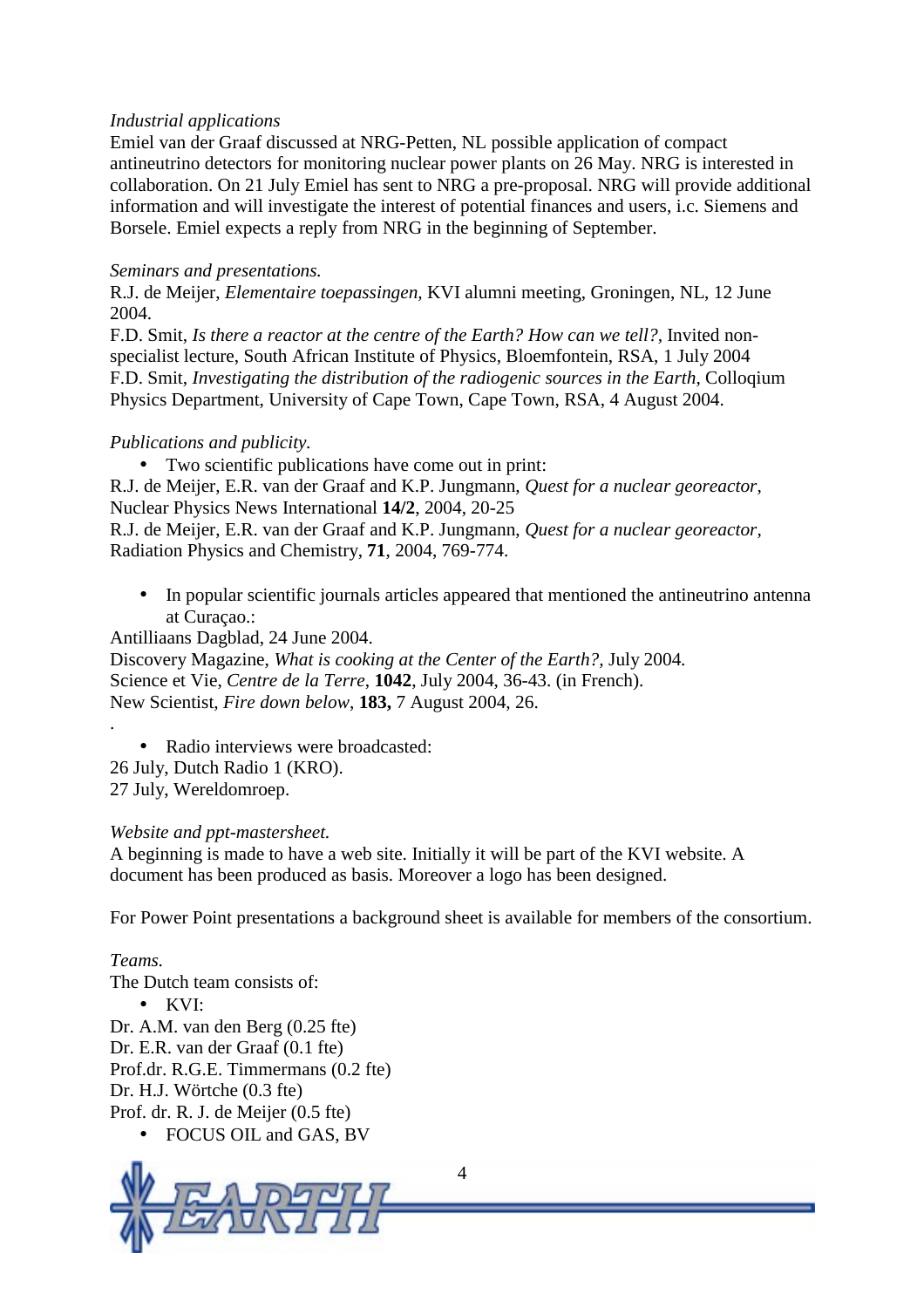*Industrial applications*

Emiel van der Graaf discussed at NRG-Petten, NL possible application of compact antineutrino detectors for monitoring nuclear power plants on 26 May. NRG is interested in collaboration. On 21 July Emiel has sent to NRG a pre-proposal. NRG will provide additional information and will investigate the interest of potential finances and users, i.c. Siemens and Borsele. Emiel expects a reply from NRG in the beginning of September.

*Seminars and presentations.*

R.J. de Meijer, *Elementaire toepassingen,* KVI alumni meeting, Groningen, NL, 12 June 2004.

F.D. Smit, *Is there a reactor at the centre of the Earth? How can we tell?*, Invited non-specialist lecture, South African Institute of Physics, Bloemfontein, RSA, 1 July 2004

F.D. Smit, *Investigating the distribution of the radiogenic sources in the Earth*, Colloqium Physics Department, University of Cape Town, Cape Town, RSA, 4 August 2004.

*Publications and publicity.*

- Two scientific publications have come out in print:

R.J. de Meijer, E.R. van der Graaf and K.P. Jungmann, *Quest for a nuclear georeactor*, Nuclear Physics News International **14/2**, 2004, 20-25

R.J. de Meijer, E.R. van der Graaf and K.P. Jungmann, *Quest for a nuclear georeactor*, Radiation Physics and Chemistry, **71**, 2004, 769-774.

- In popular scientific journals articles appeared that mentioned the antineutrino antenna at Curaçao.:

Antilliaans Dagblad, 24 June 2004.

Discovery Magazine, *What is cooking at the Center of the Earth?,* July 2004.

Science et Vie, *Centre de la Terre*, **1042**, July 2004, 36-43. (in French).

New Scientist, *Fire down below*, **183,** 7 August 2004, 26.

.

- Radio interviews were broadcasted:

26 July, Dutch Radio 1 (KRO).

27 July, Wereldomroep.

*Website and ppt-mastersheet.*

A beginning is made to have a web site. Initially it will be part of the KVI website. A document has been produced as basis. Moreover a logo has been designed.

For Power Point presentations a background sheet is available for members of the consortium.

*Teams.*

The Dutch team consists of:

- KVI:

Dr. A.M. van den Berg (0.25 fte)

Dr. E.R. van der Graaf (0.1 fte)

Prof.dr. R.G.E. Timmermans (0.2 fte)

Dr. H.J. Wörtche (0.3 fte)

Prof. dr. R. J. de Meijer (0.5 fte)

- FOCUS OIL and GAS, BV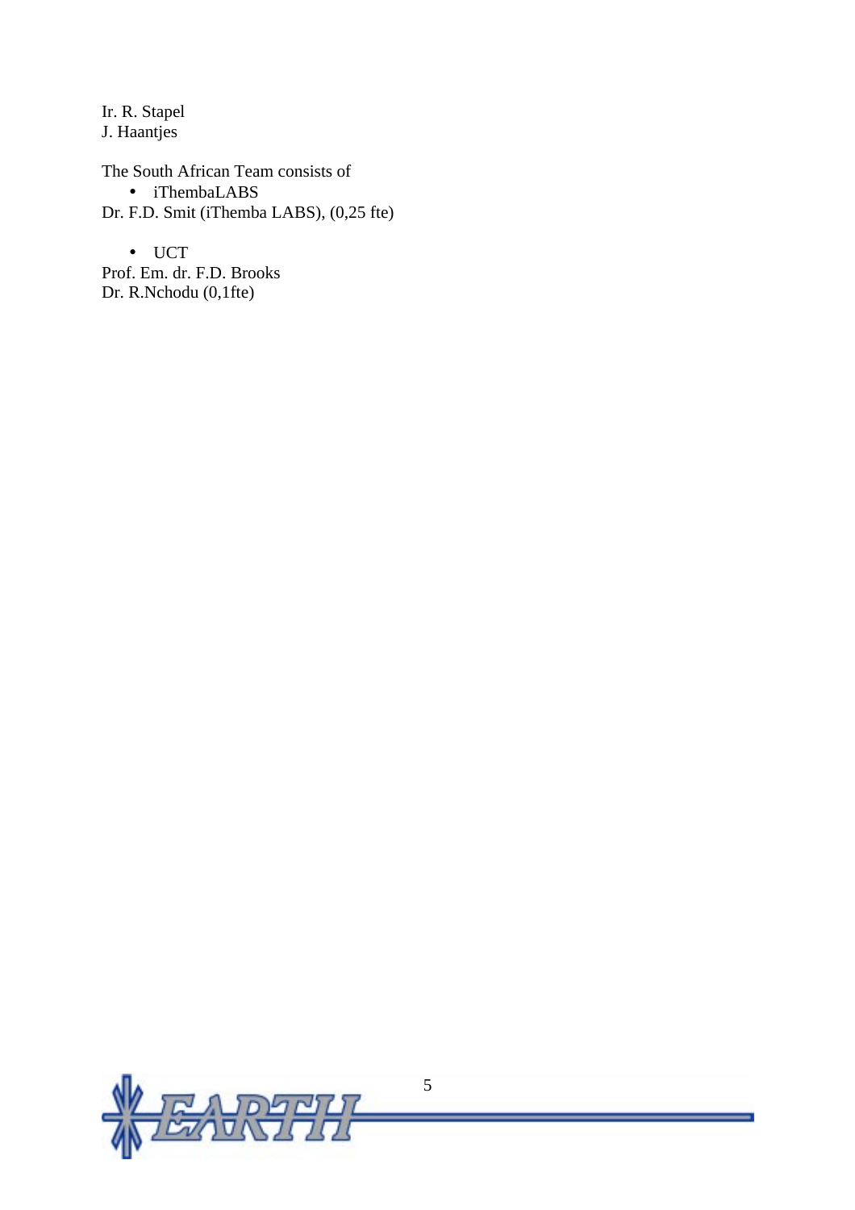Ir. R. Stapel  
J. Haantjes

The South African Team consists of

- iThembaLABS

Dr. F.D. Smit (iThemba LABS), (0,25 fte)

- UCT

Prof. Em. dr. F.D. Brooks  
Dr. R.Nchodu (0,1fte)